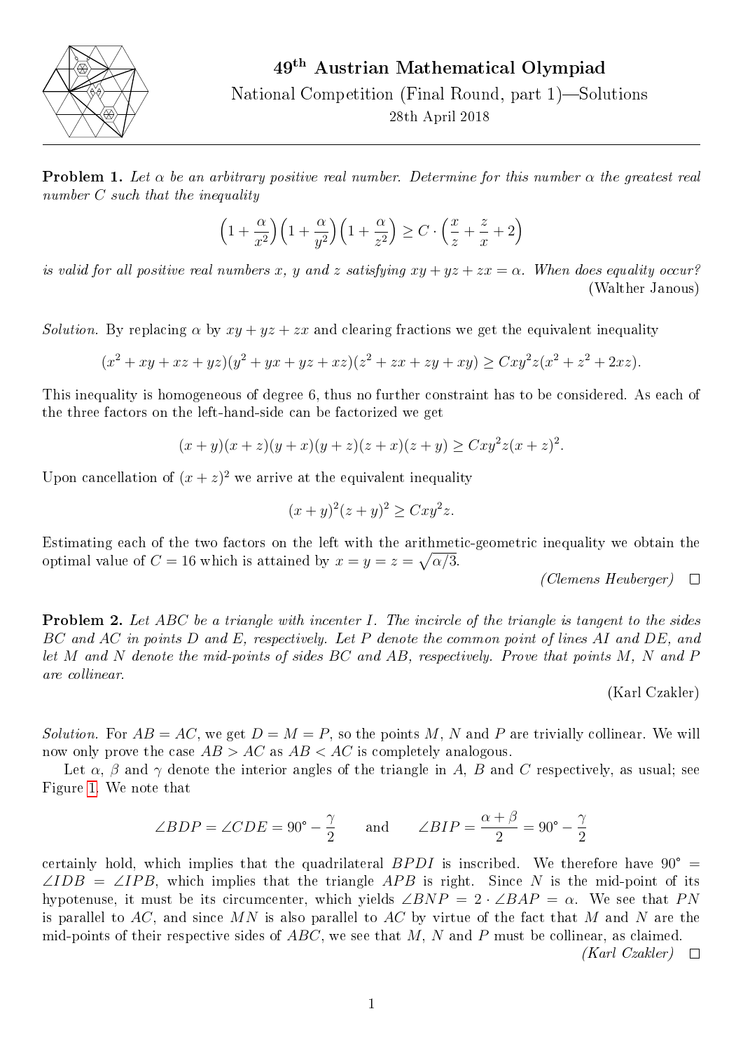# 49th Austrian Mathematical Olympiad

National Competition (Final Round, part 1)—Solutions

28th April 2018

---

**Problem 1.** *Let $\alpha$ be an arbitrary positive real number. Determine for this number $\alpha$ the greatest real number $C$ such that the inequality*

$$\left(1+\frac{\alpha}{x^2}\right)\left(1+\frac{\alpha}{y^2}\right)\left(1+\frac{\alpha}{z^2}\right) \geq C \cdot \left(\frac{x}{z}+\frac{z}{x}+2\right)$$

*is valid for all positive real numbers $x$, $y$ and $z$ satisfying $xy+yz+zx=\alpha$. When does equality occur?*

(Walther Janous)

*Solution.* By replacing $\alpha$ by $xy+yz+zx$ and clearing fractions we get the equivalent inequality

$$(x^2+xy+xz+yz)(y^2+yx+yz+xz)(z^2+zx+zy+xy) \geq Cxy^2z(x^2+z^2+2xz).$$

This inequality is homogeneous of degree 6, thus no further constraint has to be considered. As each of the three factors on the left-hand-side can be factorized we get

$$(x+y)(x+z)(y+x)(y+z)(z+x)(z+y) \geq Cxy^2z(x+z)^2.$$

Upon cancellation of $(x+z)^2$ we arrive at the equivalent inequality

$$(x+y)^2(z+y)^2 \geq Cxy^2z.$$

Estimating each of the two factors on the left with the arithmetic-geometric inequality we obtain the optimal value of $C=16$ which is attained by $x=y=z=\sqrt{\alpha/3}$.

*(Clemens Heuberger)* □

**Problem 2.** *Let $ABC$ be a triangle with incenter $I$. The incircle of the triangle is tangent to the sides $BC$ and $AC$ in points $D$ and $E$, respectively. Let $P$ denote the common point of lines $AI$ and $DE$, and let $M$ and $N$ denote the mid-points of sides $BC$ and $AB$, respectively. Prove that points $M$, $N$ and $P$ are collinear.*

(Karl Czakler)

*Solution.* For $AB=AC$, we get $D=M=P$, so the points $M$, $N$ and $P$ are trivially collinear. We will now only prove the case $AB>AC$ as $AB<AC$ is completely analogous.

Let $\alpha$, $\beta$ and $\gamma$ denote the interior angles of the triangle in $A$, $B$ and $C$ respectively, as usual; see Figure 1. We note that

$$\angle BDP = \angle CDE = 90° - \frac{\gamma}{2} \qquad \text{and} \qquad \angle BIP = \frac{\alpha+\beta}{2} = 90° - \frac{\gamma}{2}$$

certainly hold, which implies that the quadrilateral $BPDI$ is inscribed. We therefore have $90° = \angle IDB = \angle IPB$, which implies that the triangle $APB$ is right. Since $N$ is the mid-point of its hypotenuse, it must be its circumcenter, which yields $\angle BNP = 2\cdot\angle BAP = \alpha$. We see that $PN$ is parallel to $AC$, and since $MN$ is also parallel to $AC$ by virtue of the fact that $M$ and $N$ are the mid-points of their respective sides of $ABC$, we see that $M$, $N$ and $P$ must be collinear, as claimed.

*(Karl Czakler)* □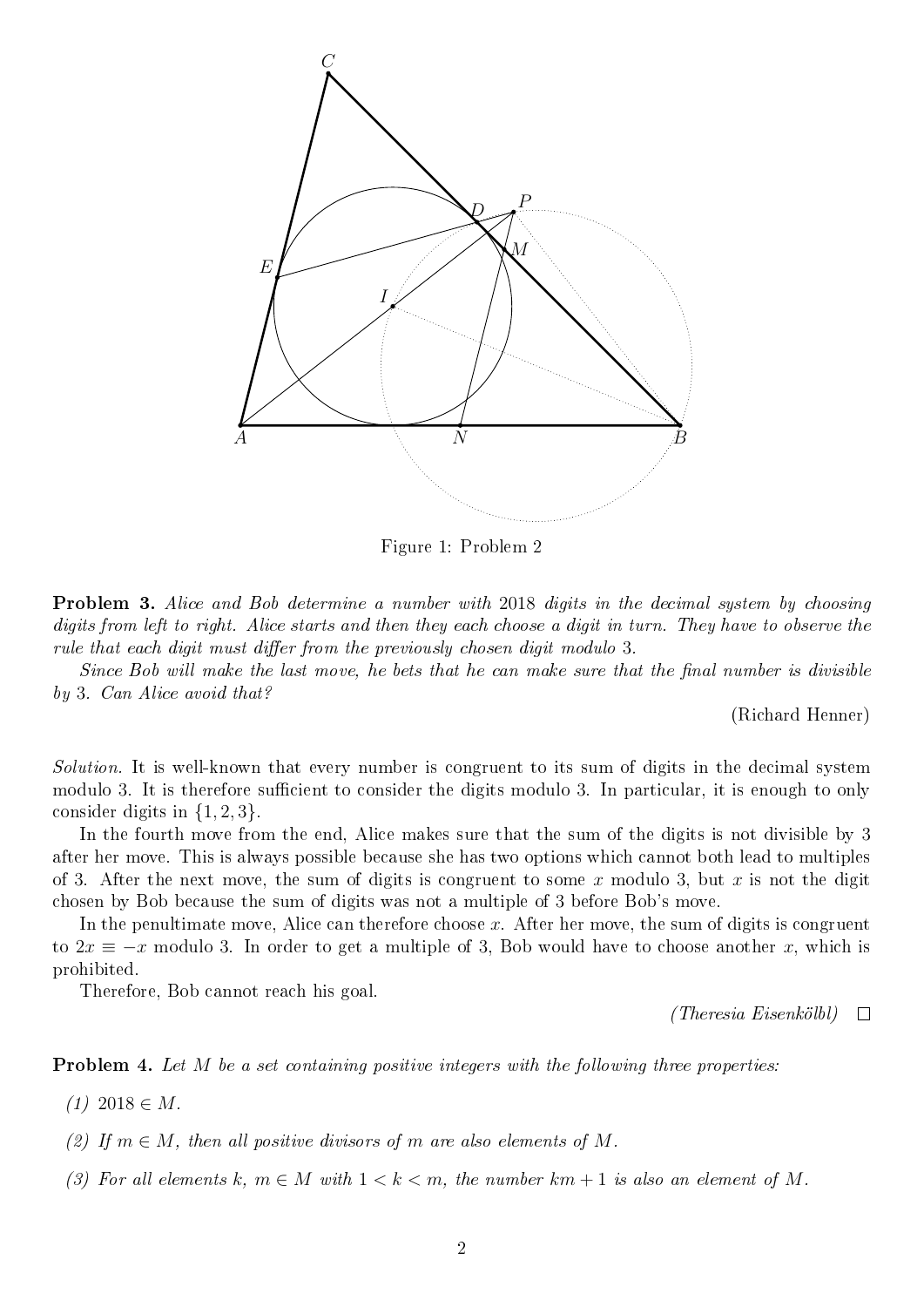Figure 1: Problem 2

**Problem 3.** *Alice and Bob determine a number with 2018 digits in the decimal system by choosing digits from left to right. Alice starts and then they each choose a digit in turn. They have to observe the rule that each digit must differ from the previously chosen digit modulo 3.*

*Since Bob will make the last move, he bets that he can make sure that the final number is divisible by 3. Can Alice avoid that?*

(Richard Henner)

*Solution.* It is well-known that every number is congruent to its sum of digits in the decimal system modulo 3. It is therefore sufficient to consider the digits modulo 3. In particular, it is enough to only consider digits in $\{1, 2, 3\}$.

In the fourth move from the end, Alice makes sure that the sum of the digits is not divisible by 3 after her move. This is always possible because she has two options which cannot both lead to multiples of 3. After the next move, the sum of digits is congruent to some $x$ modulo 3, but $x$ is not the digit chosen by Bob because the sum of digits was not a multiple of 3 before Bob's move.

In the penultimate move, Alice can therefore choose $x$. After her move, the sum of digits is congruent to $2x \equiv -x$ modulo 3. In order to get a multiple of 3, Bob would have to choose another $x$, which is prohibited.

Therefore, Bob cannot reach his goal.

*(Theresia Eisenkölbl)* □

**Problem 4.** *Let $M$ be a set containing positive integers with the following three properties:*

*(1)* $2018 \in M$.

*(2) If $m \in M$, then all positive divisors of $m$ are also elements of $M$.*

*(3) For all elements $k$, $m \in M$ with $1 < k < m$, the number $km + 1$ is also an element of $M$.*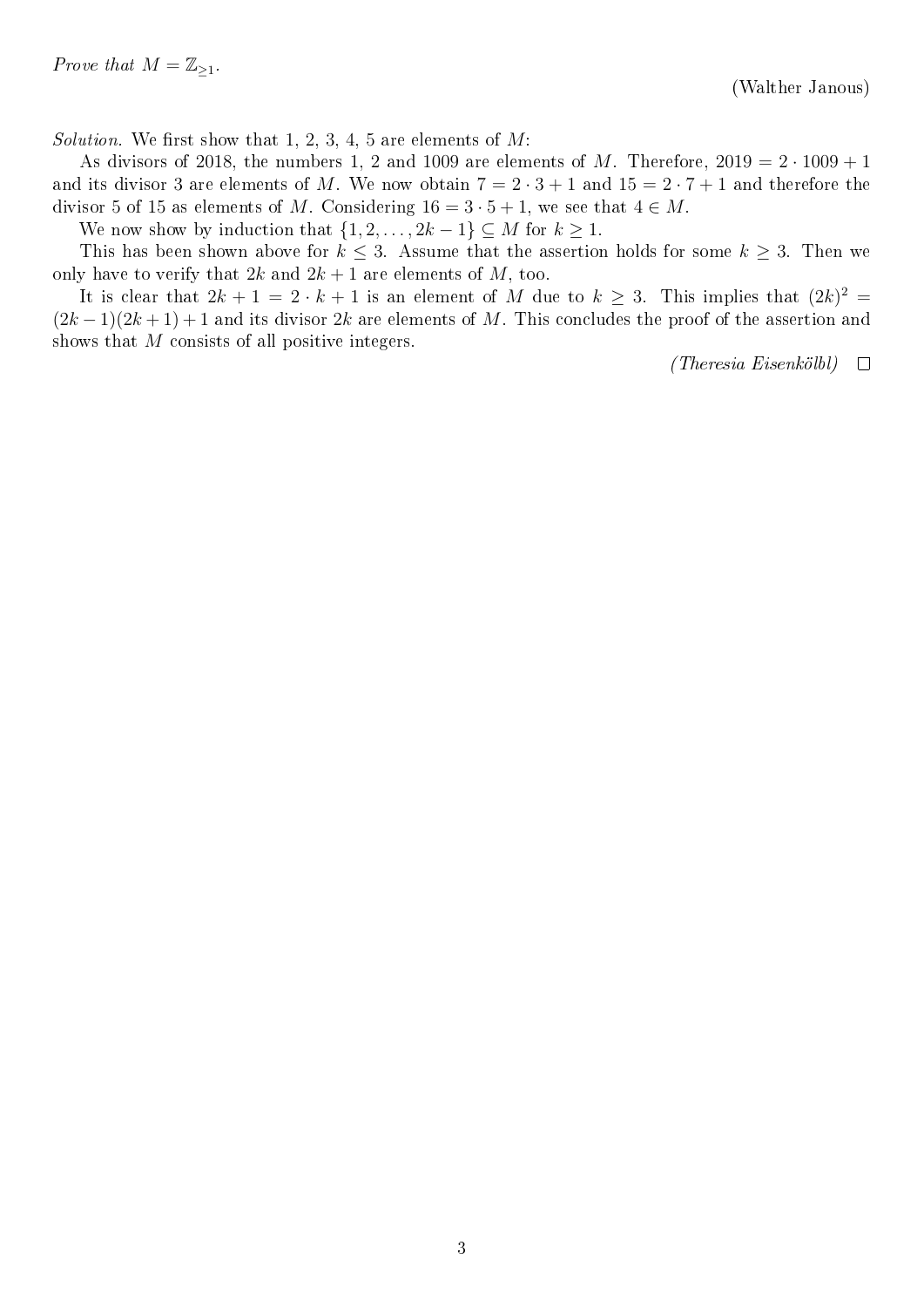*Prove that* $M = \mathbb{Z}_{\geq 1}$.

(Walther Janous)

*Solution.* We first show that 1, 2, 3, 4, 5 are elements of $M$:

As divisors of 2018, the numbers 1, 2 and 1009 are elements of $M$. Therefore, $2019 = 2 \cdot 1009 + 1$ and its divisor 3 are elements of $M$. We now obtain $7 = 2 \cdot 3 + 1$ and $15 = 2 \cdot 7 + 1$ and therefore the divisor 5 of 15 as elements of $M$. Considering $16 = 3 \cdot 5 + 1$, we see that $4 \in M$.

We now show by induction that $\{1, 2, \ldots, 2k-1\} \subseteq M$ for $k \geq 1$.

This has been shown above for $k \leq 3$. Assume that the assertion holds for some $k \geq 3$. Then we only have to verify that $2k$ and $2k+1$ are elements of $M$, too.

It is clear that $2k + 1 = 2 \cdot k + 1$ is an element of $M$ due to $k \geq 3$. This implies that $(2k)^2 = (2k-1)(2k+1) + 1$ and its divisor $2k$ are elements of $M$. This concludes the proof of the assertion and shows that $M$ consists of all positive integers.

*(Theresia Eisenkölbl)* □